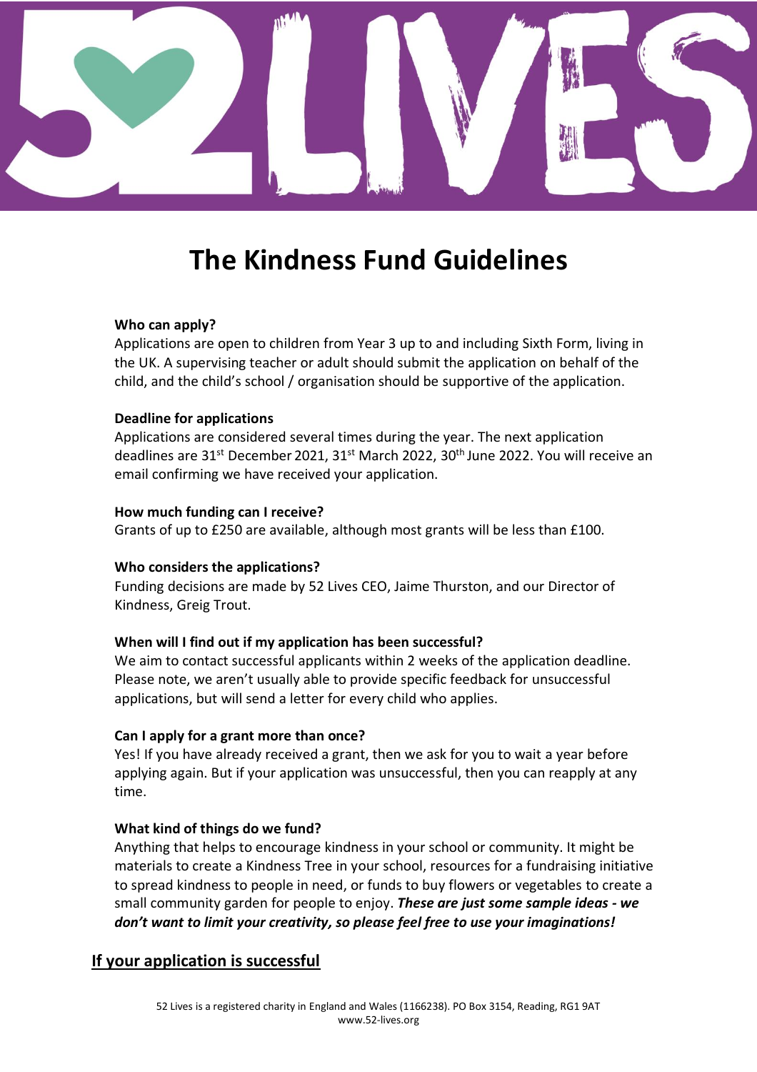# The Kindness Fund Guidelines

**Who can apply?**

Applications are open to children from Year 3 up to and including Sixth Form, living in the UK. A supervising teacher or adult should submit the application on behalf of the child, and the child's school / organisation should be supportive of the application.

**Deadline for applications**

Applications are considered several times during the year. The next application deadlines are 31st December 2021, 31st March 2022, 30th June 2022. You will receive an email confirming we have received your application.

**How much funding can I receive?**

Grants of up to £250 are available, although most grants will be less than £100.

**Who considers the applications?**

Funding decisions are made by 52 Lives CEO, Jaime Thurston, and our Director of Kindness, Greig Trout.

**When will I find out if my application has been successful?**

We aim to contact successful applicants within 2 weeks of the application deadline. Please note, we aren't usually able to provide specific feedback for unsuccessful applications, but will send a letter for every child who applies.

**Can I apply for a grant more than once?**

Yes! If you have already received a grant, then we ask for you to wait a year before applying again. But if your application was unsuccessful, then you can reapply at any time.

**What kind of things do we fund?**

Anything that helps to encourage kindness in your school or community. It might be materials to create a Kindness Tree in your school, resources for a fundraising initiative to spread kindness to people in need, or funds to buy flowers or vegetables to create a small community garden for people to enjoy. ***These are just some sample ideas - we don't want to limit your creativity, so please feel free to use your imaginations!***

## If your application is successful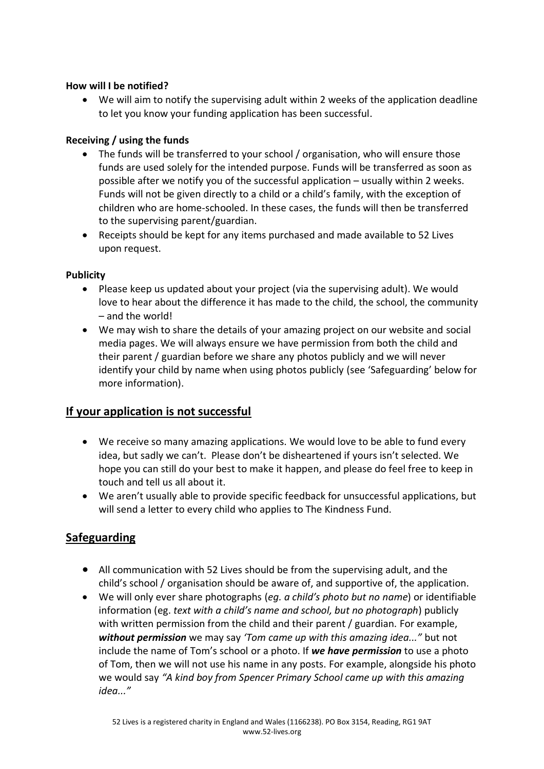**How will I be notified?**

- We will aim to notify the supervising adult within 2 weeks of the application deadline to let you know your funding application has been successful.

**Receiving / using the funds**

- The funds will be transferred to your school / organisation, who will ensure those funds are used solely for the intended purpose. Funds will be transferred as soon as possible after we notify you of the successful application – usually within 2 weeks. Funds will not be given directly to a child or a child's family, with the exception of children who are home-schooled. In these cases, the funds will then be transferred to the supervising parent/guardian.
- Receipts should be kept for any items purchased and made available to 52 Lives upon request.

**Publicity**

- Please keep us updated about your project (via the supervising adult). We would love to hear about the difference it has made to the child, the school, the community – and the world!
- We may wish to share the details of your amazing project on our website and social media pages. We will always ensure we have permission from both the child and their parent / guardian before we share any photos publicly and we will never identify your child by name when using photos publicly (see 'Safeguarding' below for more information).

## If your application is not successful

- We receive so many amazing applications. We would love to be able to fund every idea, but sadly we can't. Please don't be disheartened if yours isn't selected. We hope you can still do your best to make it happen, and please do feel free to keep in touch and tell us all about it.
- We aren't usually able to provide specific feedback for unsuccessful applications, but will send a letter to every child who applies to The Kindness Fund.

## Safeguarding

- All communication with 52 Lives should be from the supervising adult, and the child's school / organisation should be aware of, and supportive of, the application.
- We will only ever share photographs (*eg. a child's photo but no name*) or identifiable information (eg. *text with a child's name and school, but no photograph*) publicly with written permission from the child and their parent / guardian. For example, ***without permission*** we may say *'Tom came up with this amazing idea..."* but not include the name of Tom's school or a photo. If ***we have permission*** to use a photo of Tom, then we will not use his name in any posts. For example, alongside his photo we would say *"A kind boy from Spencer Primary School came up with this amazing idea..."*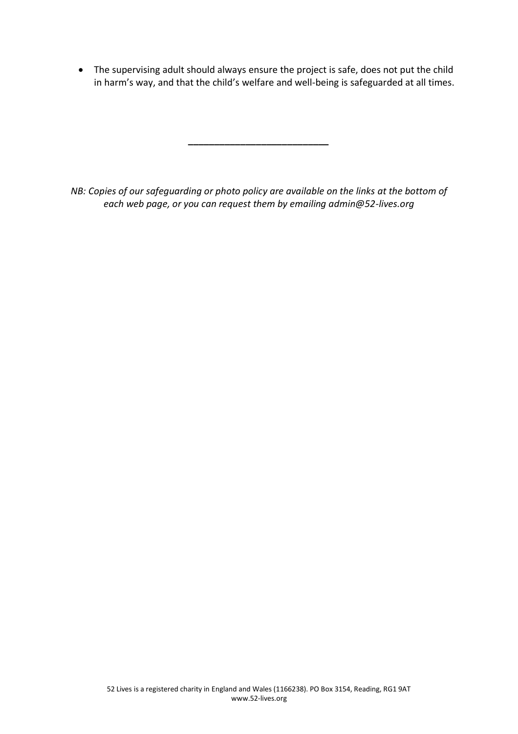- The supervising adult should always ensure the project is safe, does not put the child in harm's way, and that the child's welfare and well-being is safeguarded at all times.

---

*NB: Copies of our safeguarding or photo policy are available on the links at the bottom of each web page, or you can request them by emailing admin@52-lives.org*

52 Lives is a registered charity in England and Wales (1166238). PO Box 3154, Reading, RG1 9AT
www.52-lives.org